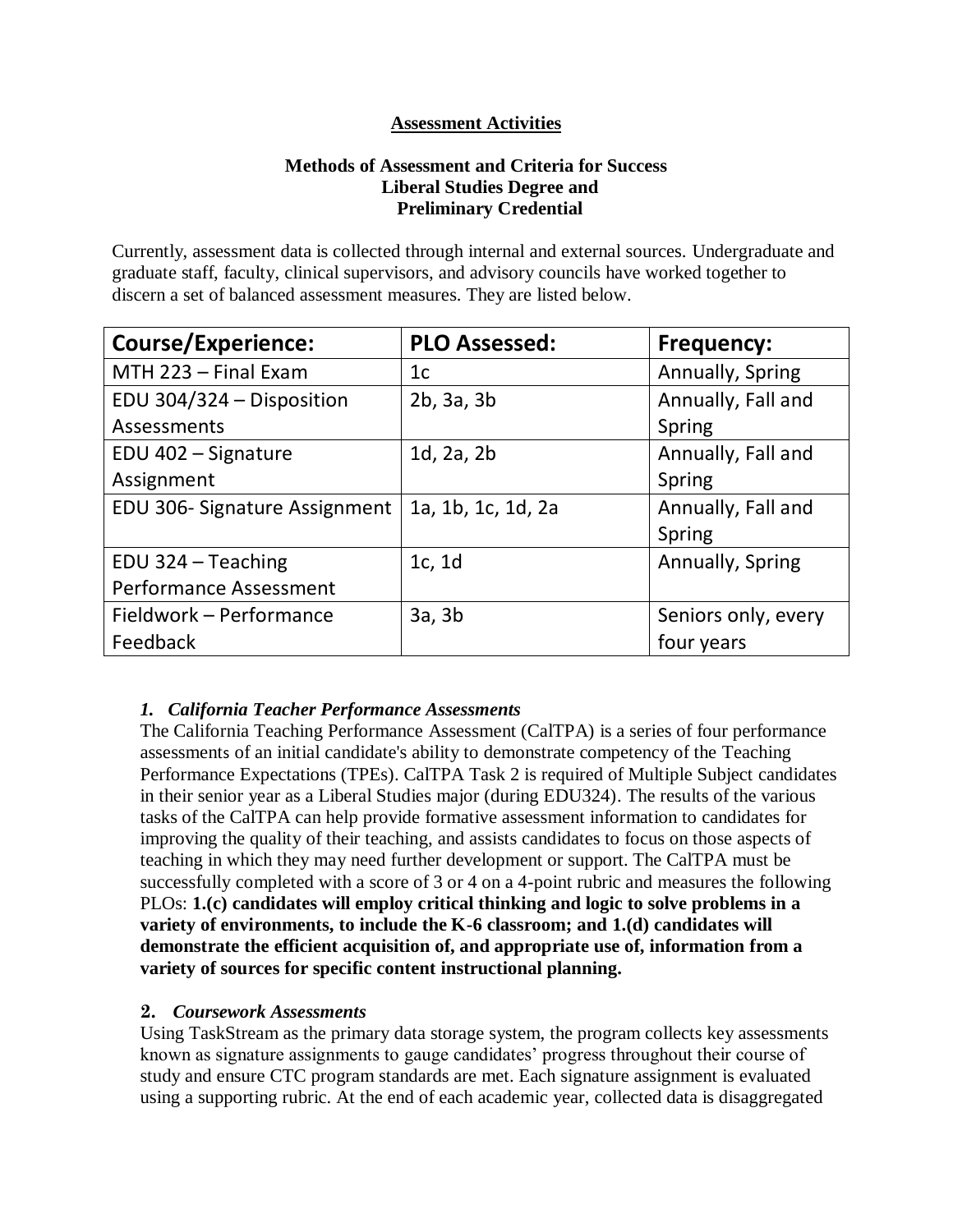# Assessment Activities

## Methods of Assessment and Criteria for Success
## Liberal Studies Degree and
## Preliminary Credential

Currently, assessment data is collected through internal and external sources. Undergraduate and graduate staff, faculty, clinical supervisors, and advisory councils have worked together to discern a set of balanced assessment measures. They are listed below.

| Course/Experience: | PLO Assessed: | Frequency: |
| --- | --- | --- |
| MTH 223 – Final Exam | 1c | Annually, Spring |
| EDU 304/324 – Disposition Assessments | 2b, 3a, 3b | Annually, Fall and Spring |
| EDU 402 – Signature Assignment | 1d, 2a, 2b | Annually, Fall and Spring |
| EDU 306- Signature Assignment | 1a, 1b, 1c, 1d, 2a | Annually, Fall and Spring |
| EDU 324 – Teaching Performance Assessment | 1c, 1d | Annually, Spring |
| Fieldwork – Performance Feedback | 3a, 3b | Seniors only, every four years |

### 1. *California Teacher Performance Assessments*

The California Teaching Performance Assessment (CalTPA) is a series of four performance assessments of an initial candidate's ability to demonstrate competency of the Teaching Performance Expectations (TPEs). CalTPA Task 2 is required of Multiple Subject candidates in their senior year as a Liberal Studies major (during EDU324). The results of the various tasks of the CalTPA can help provide formative assessment information to candidates for improving the quality of their teaching, and assists candidates to focus on those aspects of teaching in which they may need further development or support. The CalTPA must be successfully completed with a score of 3 or 4 on a 4-point rubric and measures the following PLOs: **1.(c) candidates will employ critical thinking and logic to solve problems in a variety of environments, to include the K-6 classroom; and 1.(d) candidates will demonstrate the efficient acquisition of, and appropriate use of, information from a variety of sources for specific content instructional planning.**

### 2. *Coursework Assessments*

Using TaskStream as the primary data storage system, the program collects key assessments known as signature assignments to gauge candidates' progress throughout their course of study and ensure CTC program standards are met. Each signature assignment is evaluated using a supporting rubric. At the end of each academic year, collected data is disaggregated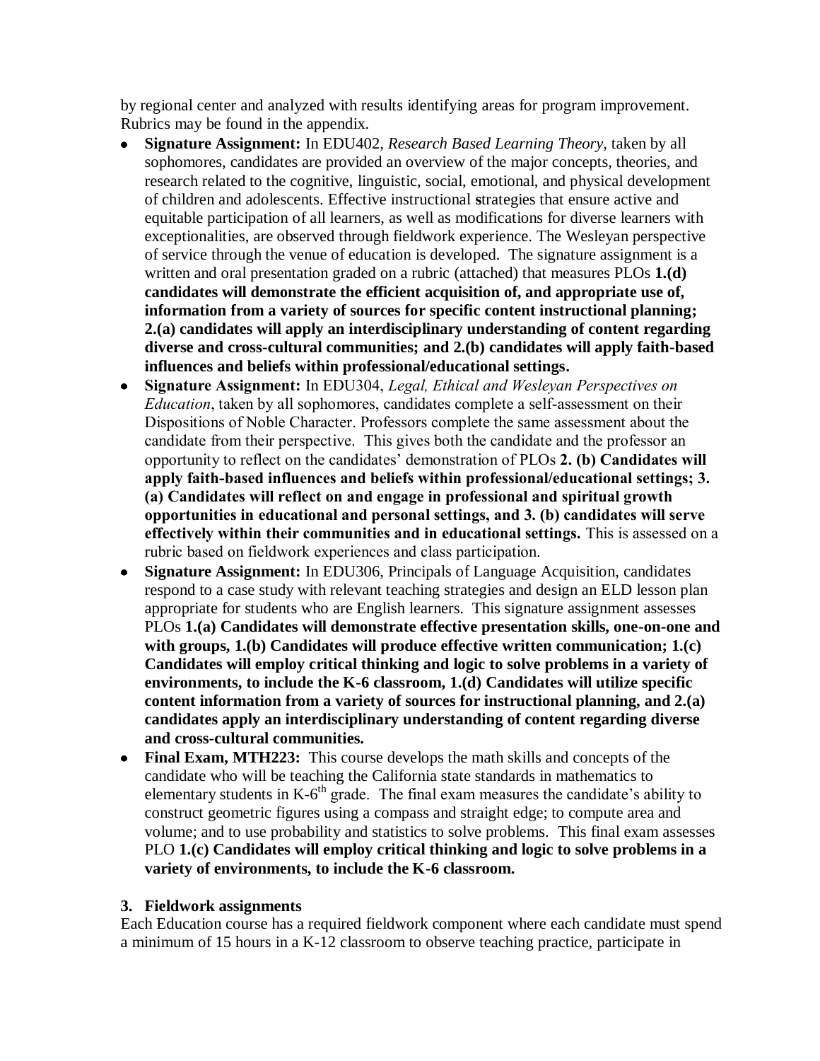by regional center and analyzed with results identifying areas for program improvement. Rubrics may be found in the appendix.

- **Signature Assignment:** In EDU402, *Research Based Learning Theory,* taken by all sophomores, candidates are provided an overview of the major concepts, theories, and research related to the cognitive, linguistic, social, emotional, and physical development of children and adolescents. Effective instructional **s**trategies that ensure active and equitable participation of all learners, as well as modifications for diverse learners with exceptionalities, are observed through fieldwork experience. The Wesleyan perspective of service through the venue of education is developed. The signature assignment is a written and oral presentation graded on a rubric (attached) that measures PLOs **1.(d) candidates will demonstrate the efficient acquisition of, and appropriate use of, information from a variety of sources for specific content instructional planning; 2.(a) candidates will apply an interdisciplinary understanding of content regarding diverse and cross-cultural communities; and 2.(b) candidates will apply faith-based influences and beliefs within professional/educational settings.**
- **Signature Assignment:** In EDU304, *Legal, Ethical and Wesleyan Perspectives on Education*, taken by all sophomores, candidates complete a self-assessment on their Dispositions of Noble Character. Professors complete the same assessment about the candidate from their perspective. This gives both the candidate and the professor an opportunity to reflect on the candidates' demonstration of PLOs **2. (b) Candidates will apply faith-based influences and beliefs within professional/educational settings; 3. (a) Candidates will reflect on and engage in professional and spiritual growth opportunities in educational and personal settings, and 3. (b) candidates will serve effectively within their communities and in educational settings.** This is assessed on a rubric based on fieldwork experiences and class participation.
- **Signature Assignment:** In EDU306, Principals of Language Acquisition, candidates respond to a case study with relevant teaching strategies and design an ELD lesson plan appropriate for students who are English learners. This signature assignment assesses PLOs **1.(a) Candidates will demonstrate effective presentation skills, one-on-one and with groups, 1.(b) Candidates will produce effective written communication; 1.(c) Candidates will employ critical thinking and logic to solve problems in a variety of environments, to include the K-6 classroom, 1.(d) Candidates will utilize specific content information from a variety of sources for instructional planning, and 2.(a) candidates apply an interdisciplinary understanding of content regarding diverse and cross-cultural communities.**
- **Final Exam, MTH223:** This course develops the math skills and concepts of the candidate who will be teaching the California state standards in mathematics to elementary students in K-6th grade. The final exam measures the candidate's ability to construct geometric figures using a compass and straight edge; to compute area and volume; and to use probability and statistics to solve problems. This final exam assesses PLO **1.(c) Candidates will employ critical thinking and logic to solve problems in a variety of environments, to include the K-6 classroom.**

### 3. Fieldwork assignments

Each Education course has a required fieldwork component where each candidate must spend a minimum of 15 hours in a K-12 classroom to observe teaching practice, participate in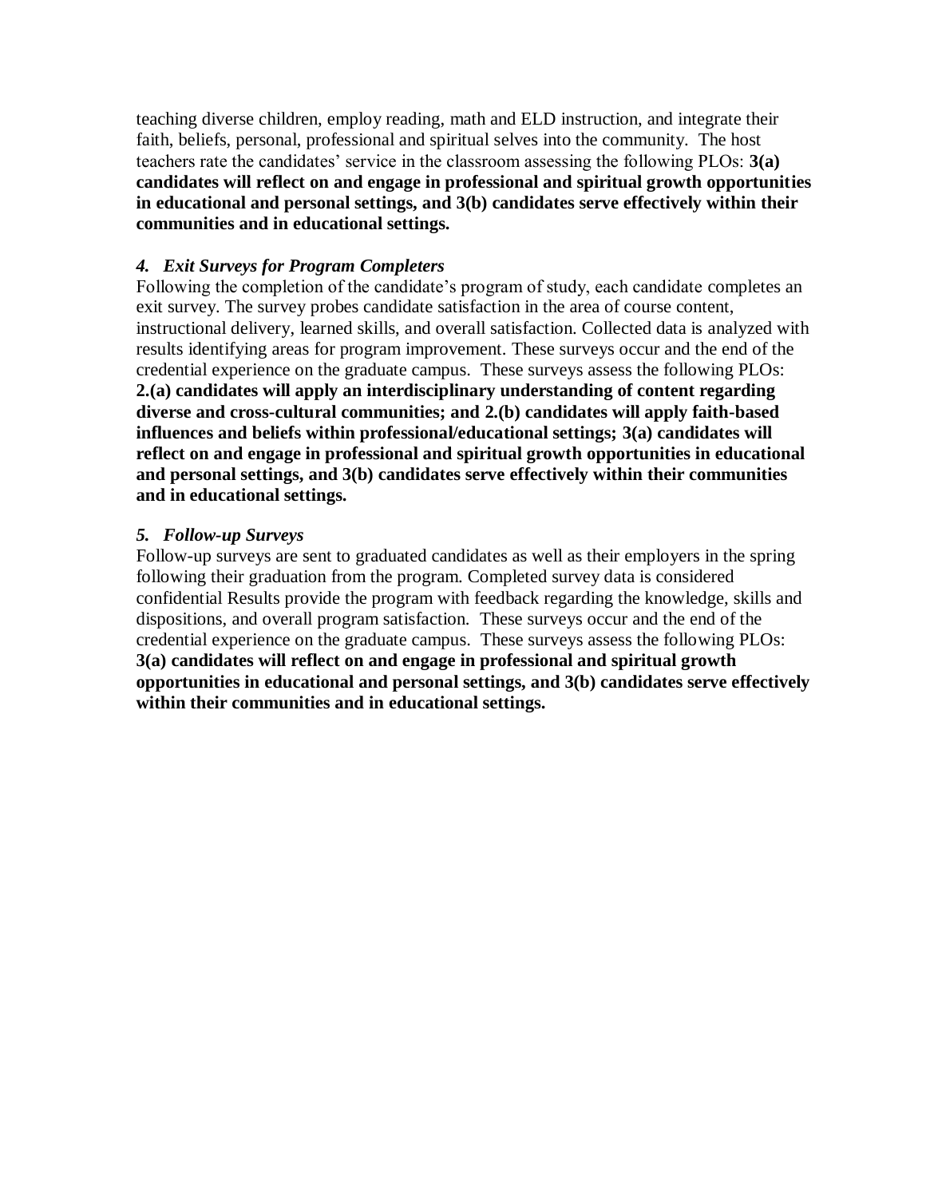teaching diverse children, employ reading, math and ELD instruction, and integrate their faith, beliefs, personal, professional and spiritual selves into the community. The host teachers rate the candidates' service in the classroom assessing the following PLOs: **3(a) candidates will reflect on and engage in professional and spiritual growth opportunities in educational and personal settings, and 3(b) candidates serve effectively within their communities and in educational settings.**

***4. Exit Surveys for Program Completers***

Following the completion of the candidate's program of study, each candidate completes an exit survey. The survey probes candidate satisfaction in the area of course content, instructional delivery, learned skills, and overall satisfaction. Collected data is analyzed with results identifying areas for program improvement. These surveys occur and the end of the credential experience on the graduate campus. These surveys assess the following PLOs: **2.(a) candidates will apply an interdisciplinary understanding of content regarding diverse and cross-cultural communities; and 2.(b) candidates will apply faith-based influences and beliefs within professional/educational settings; 3(a) candidates will reflect on and engage in professional and spiritual growth opportunities in educational and personal settings, and 3(b) candidates serve effectively within their communities and in educational settings.**

***5. Follow-up Surveys***

Follow-up surveys are sent to graduated candidates as well as their employers in the spring following their graduation from the program. Completed survey data is considered confidential Results provide the program with feedback regarding the knowledge, skills and dispositions, and overall program satisfaction. These surveys occur and the end of the credential experience on the graduate campus. These surveys assess the following PLOs: **3(a) candidates will reflect on and engage in professional and spiritual growth opportunities in educational and personal settings, and 3(b) candidates serve effectively within their communities and in educational settings.**